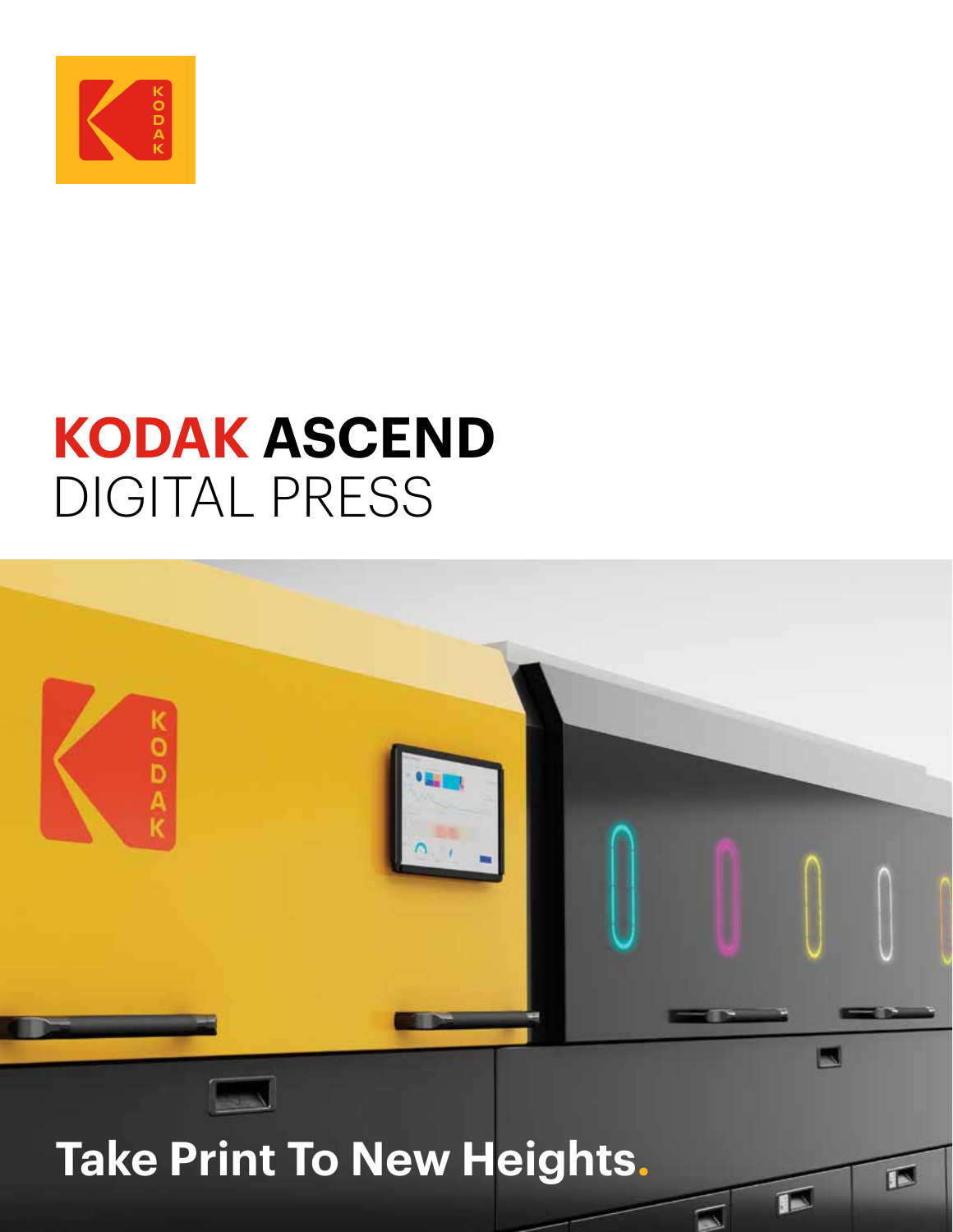# KODAK ASCEND
## DIGITAL PRESS

**Take Print To New Heights.**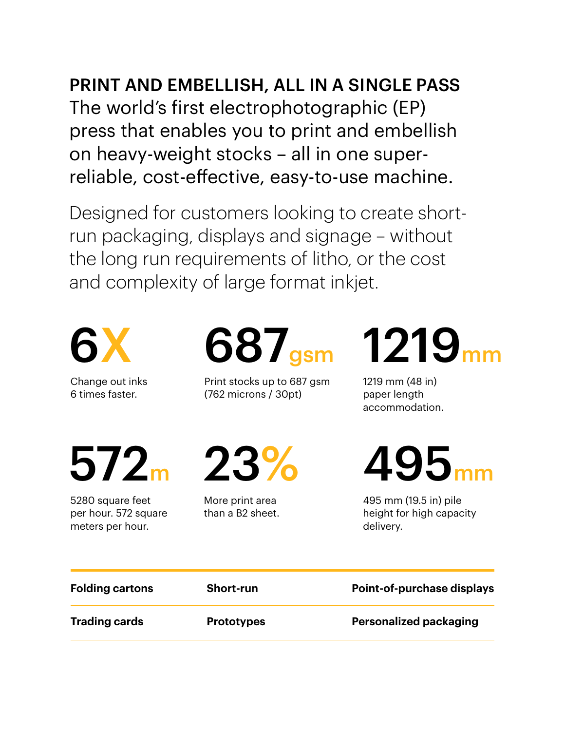## PRINT AND EMBELLISH, ALL IN A SINGLE PASS

The world's first electrophotographic (EP) press that enables you to print and embellish on heavy-weight stocks – all in one super-reliable, cost-effective, easy-to-use machine.

Designed for customers looking to create short-run packaging, displays and signage – without the long run requirements of litho, or the cost and complexity of large format inkjet.

**6X**

Change out inks 6 times faster.

**687gsm**

Print stocks up to 687 gsm (762 microns / 30pt)

**1219mm**

1219 mm (48 in) paper length accommodation.

**572m**

5280 square feet per hour. 572 square meters per hour.

**23%**

More print area than a B2 sheet.

**495mm**

495 mm (19.5 in) pile height for high capacity delivery.

| | | |
|---|---|---|
| **Folding cartons** | **Short-run** | **Point-of-purchase displays** |
| **Trading cards** | **Prototypes** | **Personalized packaging** |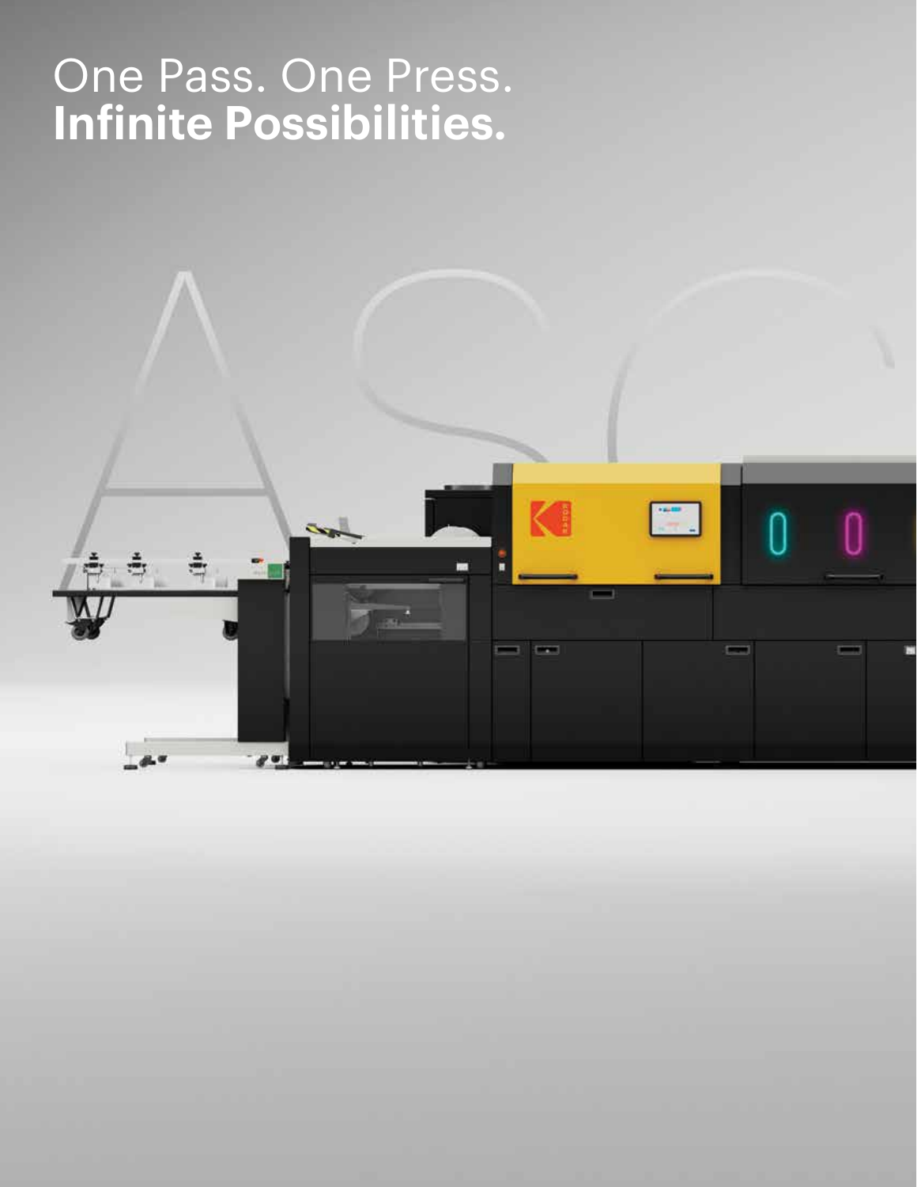One Pass. One Press.
**Infinite Possibilities.**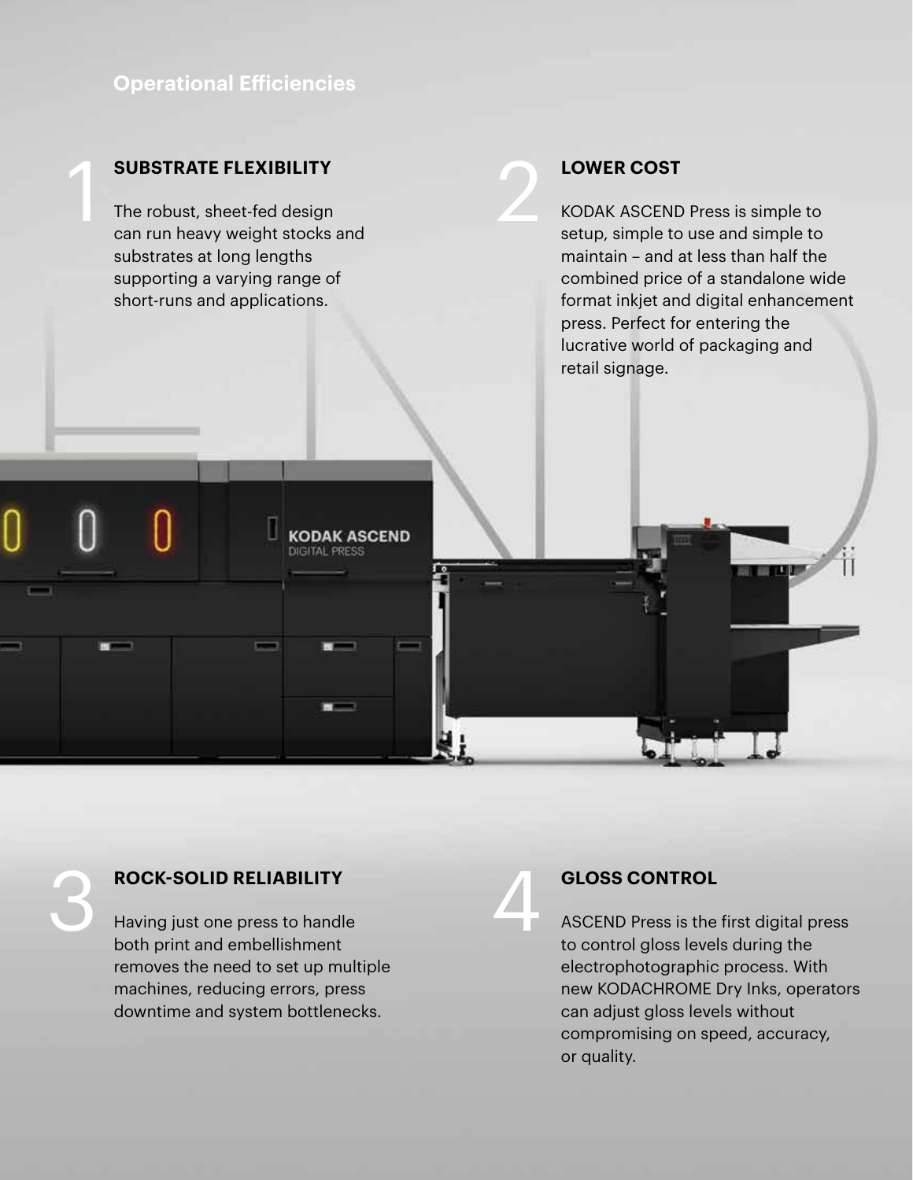## Operational Efficiencies

1

### SUBSTRATE FLEXIBILITY

The robust, sheet-fed design can run heavy weight stocks and substrates at long lengths supporting a varying range of short-runs and applications.

2

### LOWER COST

KODAK ASCEND Press is simple to setup, simple to use and simple to maintain – and at less than half the combined price of a standalone wide format inkjet and digital enhancement press. Perfect for entering the lucrative world of packaging and retail signage.

3

### ROCK-SOLID RELIABILITY

Having just one press to handle both print and embellishment removes the need to set up multiple machines, reducing errors, press downtime and system bottlenecks.

4

### GLOSS CONTROL

ASCEND Press is the first digital press to control gloss levels during the electrophotographic process. With new KODACHROME Dry Inks, operators can adjust gloss levels without compromising on speed, accuracy, or quality.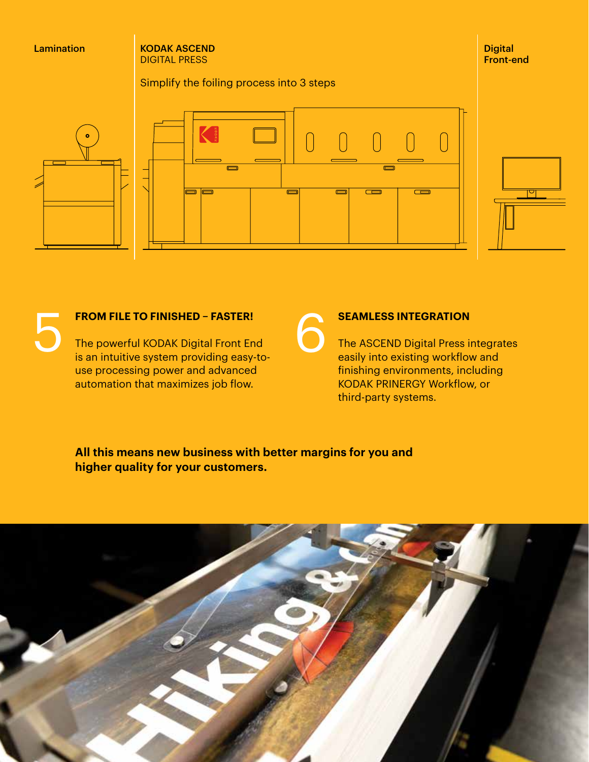Lamination

**KODAK ASCEND**
DIGITAL PRESS

Simplify the foiling process into 3 steps

**Digital Front-end**

## 5 FROM FILE TO FINISHED – FASTER!

The powerful KODAK Digital Front End is an intuitive system providing easy-to-use processing power and advanced automation that maximizes job flow.

## 6 SEAMLESS INTEGRATION

The ASCEND Digital Press integrates easily into existing workflow and finishing environments, including KODAK PRINERGY Workflow, or third-party systems.

**All this means new business with better margins for you and higher quality for your customers.**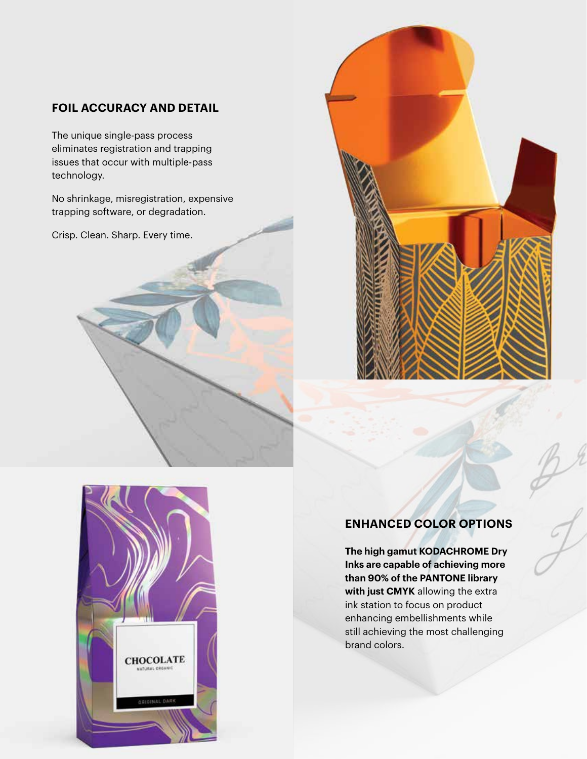## FOIL ACCURACY AND DETAIL

The unique single-pass process eliminates registration and trapping issues that occur with multiple-pass technology.

No shrinkage, misregistration, expensive trapping software, or degradation.

Crisp. Clean. Sharp. Every time.

## ENHANCED COLOR OPTIONS

**The high gamut KODACHROME Dry Inks are capable of achieving more than 90% of the PANTONE library with just CMYK** allowing the extra ink station to focus on product enhancing embellishments while still achieving the most challenging brand colors.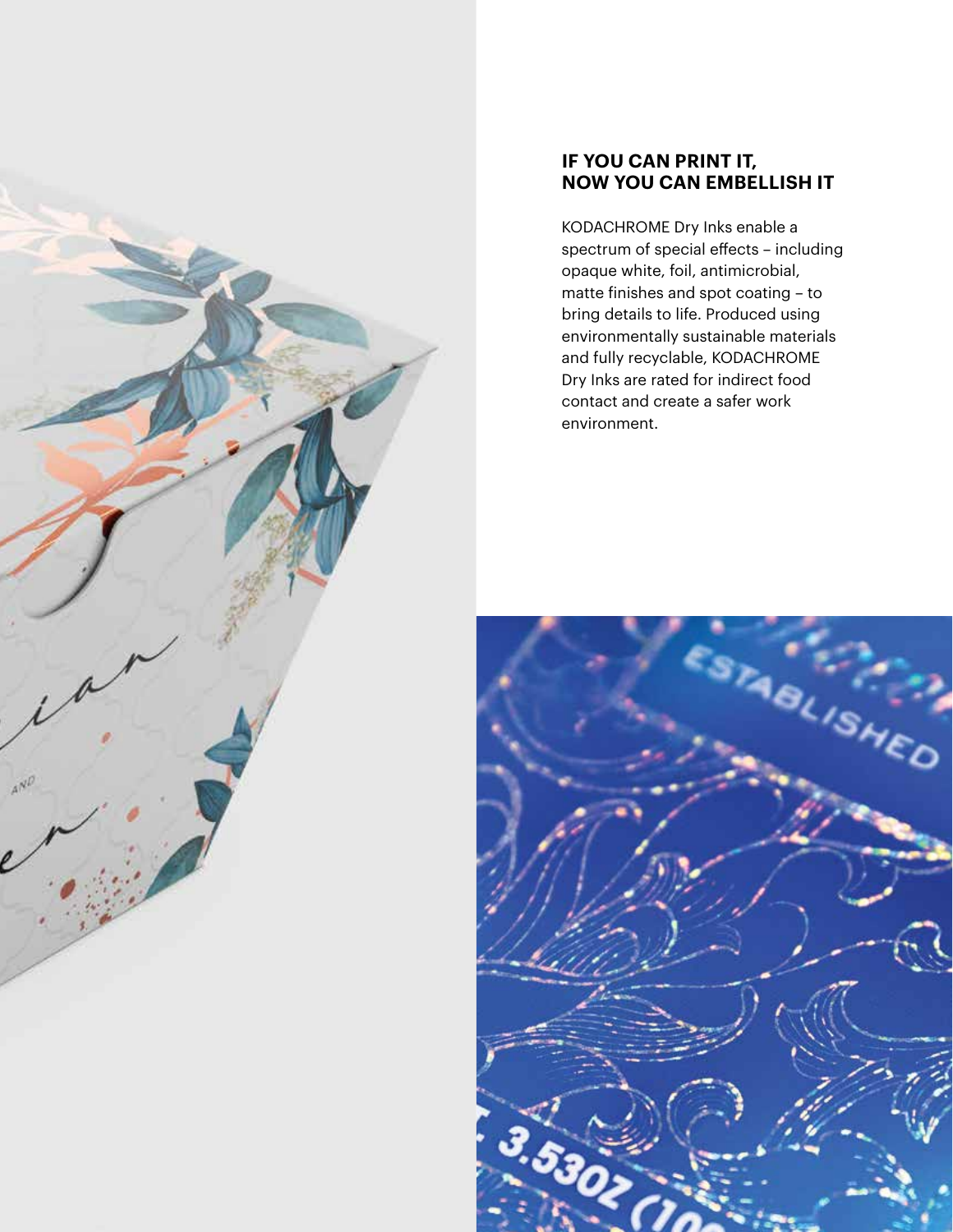## IF YOU CAN PRINT IT, NOW YOU CAN EMBELLISH IT

KODACHROME Dry Inks enable a spectrum of special effects – including opaque white, foil, antimicrobial, matte finishes and spot coating – to bring details to life. Produced using environmentally sustainable materials and fully recyclable, KODACHROME Dry Inks are rated for indirect food contact and create a safer work environment.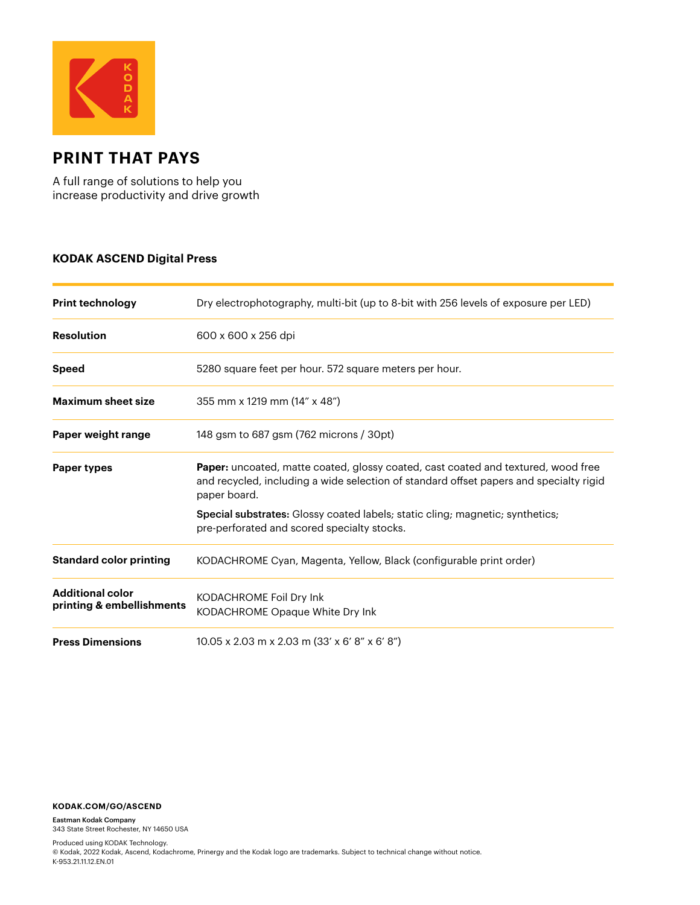## PRINT THAT PAYS

A full range of solutions to help you increase productivity and drive growth

### KODAK ASCEND Digital Press

| | |
|---|---|
| **Print technology** | Dry electrophotography, multi-bit (up to 8-bit with 256 levels of exposure per LED) |
| **Resolution** | 600 x 600 x 256 dpi |
| **Speed** | 5280 square feet per hour. 572 square meters per hour. |
| **Maximum sheet size** | 355 mm x 1219 mm (14" x 48") |
| **Paper weight range** | 148 gsm to 687 gsm (762 microns / 30pt) |
| **Paper types** | **Paper:** uncoated, matte coated, glossy coated, cast coated and textured, wood free and recycled, including a wide selection of standard offset papers and specialty rigid paper board.<br>**Special substrates:** Glossy coated labels; static cling; magnetic; synthetics; pre-perforated and scored specialty stocks. |
| **Standard color printing** | KODACHROME Cyan, Magenta, Yellow, Black (configurable print order) |
| **Additional color printing & embellishments** | KODACHROME Foil Dry Ink<br>KODACHROME Opaque White Dry Ink |
| **Press Dimensions** | 10.05 x 2.03 m x 2.03 m (33' x 6' 8" x 6' 8") |

**KODAK.COM/GO/ASCEND**

**Eastman Kodak Company**
343 State Street Rochester, NY 14650 USA

Produced using KODAK Technology.
© Kodak, 2022 Kodak, Ascend, Kodachrome, Prinergy and the Kodak logo are trademarks. Subject to technical change without notice.
K-953.21.11.12.EN.01